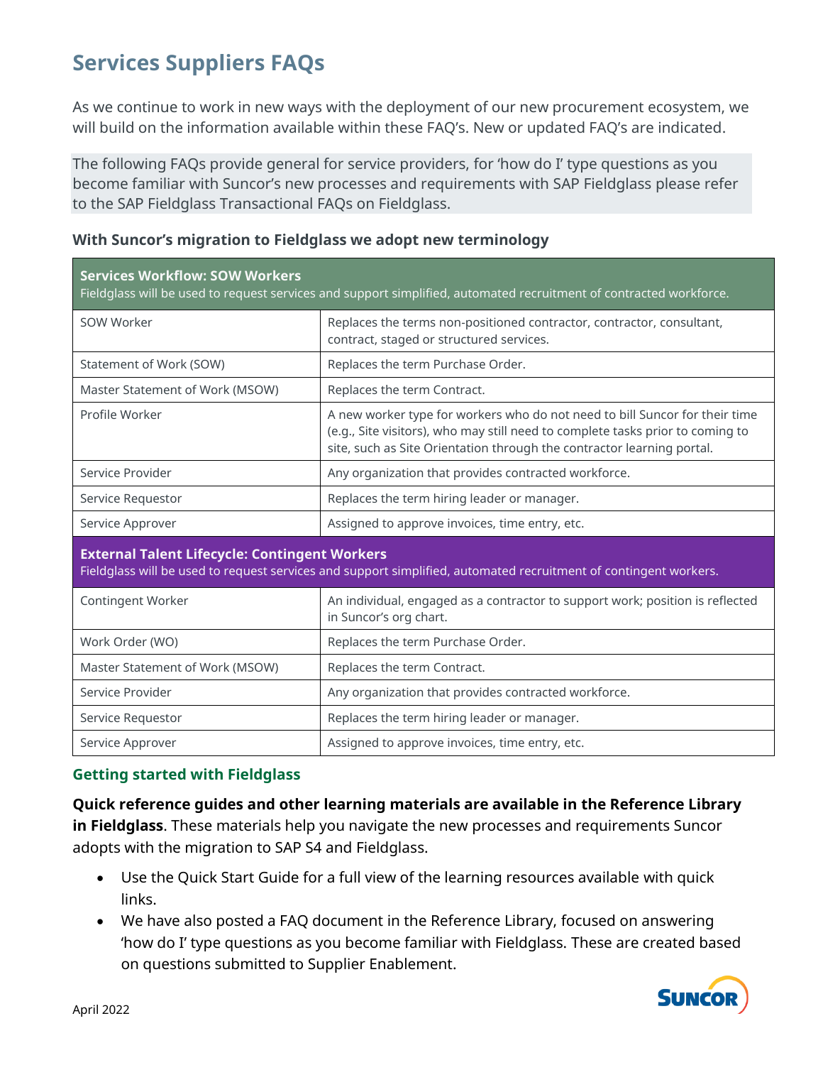# Services Suppliers FAQs

As we continue to work in new ways with the deployment of our new procurement ecosystem, we will build on the information available within these FAQ's. New or updated FAQ's are indicated.

The following FAQs provide general for service providers, for 'how do I' type questions as you become familiar with Suncor's new processes and requirements with SAP Fieldglass please refer to the SAP Fieldglass Transactional FAQs on Fieldglass.

### With Suncor's migration to Fieldglass we adopt new terminology

| **Services Workflow: SOW Workers** Fieldglass will be used to request services and support simplified, automated recruitment of contracted workforce. | |
|---|---|
| SOW Worker | Replaces the terms non-positioned contractor, contractor, consultant, contract, staged or structured services. |
| Statement of Work (SOW) | Replaces the term Purchase Order. |
| Master Statement of Work (MSOW) | Replaces the term Contract. |
| Profile Worker | A new worker type for workers who do not need to bill Suncor for their time (e.g., Site visitors), who may still need to complete tasks prior to coming to site, such as Site Orientation through the contractor learning portal. |
| Service Provider | Any organization that provides contracted workforce. |
| Service Requestor | Replaces the term hiring leader or manager. |
| Service Approver | Assigned to approve invoices, time entry, etc. |
| **External Talent Lifecycle: Contingent Workers** Fieldglass will be used to request services and support simplified, automated recruitment of contingent workers. | |
| Contingent Worker | An individual, engaged as a contractor to support work; position is reflected in Suncor's org chart. |
| Work Order (WO) | Replaces the term Purchase Order. |
| Master Statement of Work (MSOW) | Replaces the term Contract. |
| Service Provider | Any organization that provides contracted workforce. |
| Service Requestor | Replaces the term hiring leader or manager. |
| Service Approver | Assigned to approve invoices, time entry, etc. |

### Getting started with Fieldglass

**Quick reference guides and other learning materials are available in the Reference Library in Fieldglass**. These materials help you navigate the new processes and requirements Suncor adopts with the migration to SAP S4 and Fieldglass.

- Use the Quick Start Guide for a full view of the learning resources available with quick links.
- We have also posted a FAQ document in the Reference Library, focused on answering 'how do I' type questions as you become familiar with Fieldglass. These are created based on questions submitted to Supplier Enablement.

April 2022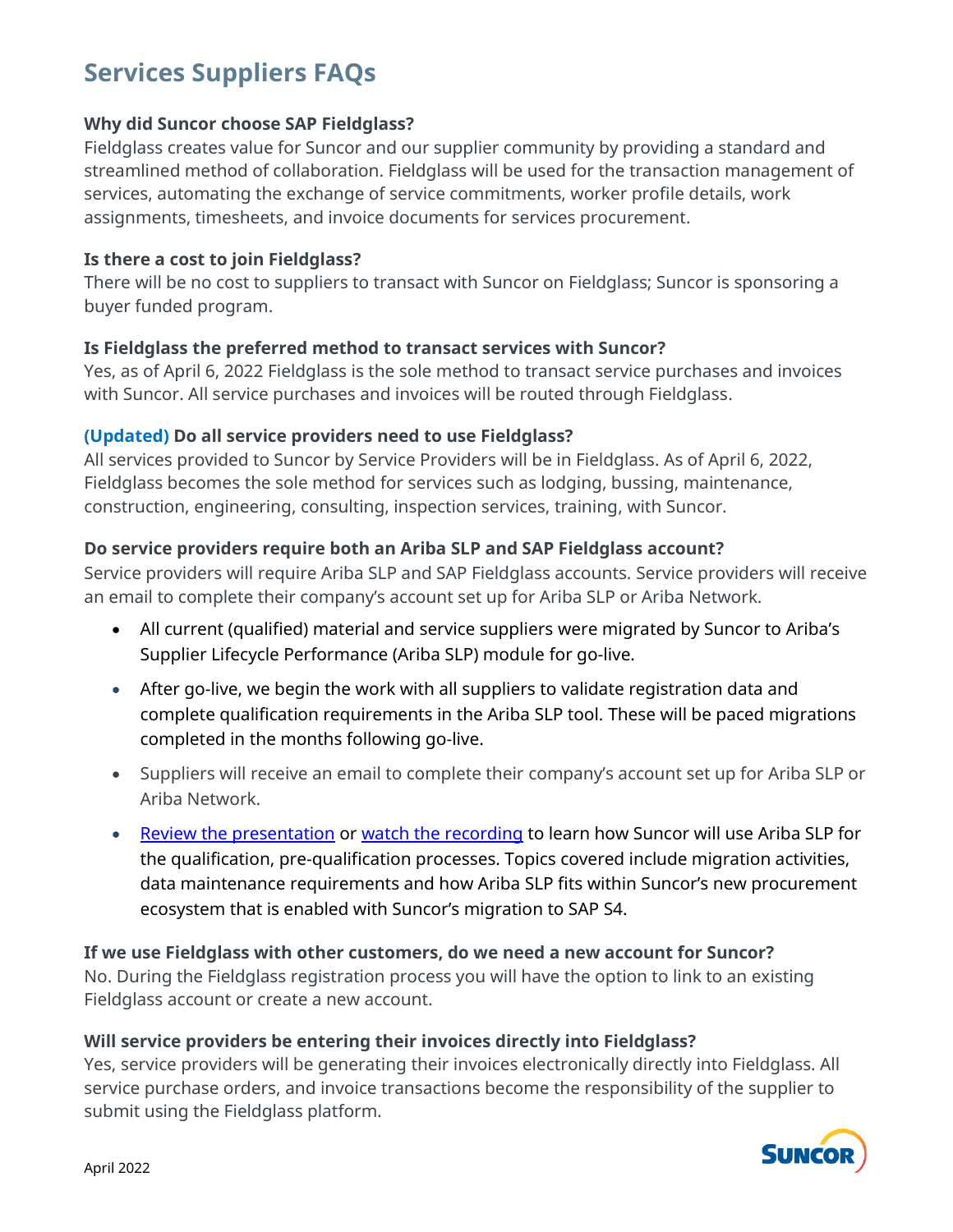# Services Suppliers FAQs

**Why did Suncor choose SAP Fieldglass?**

Fieldglass creates value for Suncor and our supplier community by providing a standard and streamlined method of collaboration. Fieldglass will be used for the transaction management of services, automating the exchange of service commitments, worker profile details, work assignments, timesheets, and invoice documents for services procurement.

**Is there a cost to join Fieldglass?**

There will be no cost to suppliers to transact with Suncor on Fieldglass; Suncor is sponsoring a buyer funded program.

**Is Fieldglass the preferred method to transact services with Suncor?**

Yes, as of April 6, 2022 Fieldglass is the sole method to transact service purchases and invoices with Suncor. All service purchases and invoices will be routed through Fieldglass.

**(Updated) Do all service providers need to use Fieldglass?**

All services provided to Suncor by Service Providers will be in Fieldglass. As of April 6, 2022, Fieldglass becomes the sole method for services such as lodging, bussing, maintenance, construction, engineering, consulting, inspection services, training, with Suncor.

**Do service providers require both an Ariba SLP and SAP Fieldglass account?**

Service providers will require Ariba SLP and SAP Fieldglass accounts. Service providers will receive an email to complete their company's account set up for Ariba SLP or Ariba Network.

- All current (qualified) material and service suppliers were migrated by Suncor to Ariba's Supplier Lifecycle Performance (Ariba SLP) module for go-live.
- After go-live, we begin the work with all suppliers to validate registration data and complete qualification requirements in the Ariba SLP tool. These will be paced migrations completed in the months following go-live.
- Suppliers will receive an email to complete their company's account set up for Ariba SLP or Ariba Network.
- Review the presentation or watch the recording to learn how Suncor will use Ariba SLP for the qualification, pre-qualification processes. Topics covered include migration activities, data maintenance requirements and how Ariba SLP fits within Suncor's new procurement ecosystem that is enabled with Suncor's migration to SAP S4.

**If we use Fieldglass with other customers, do we need a new account for Suncor?**

No. During the Fieldglass registration process you will have the option to link to an existing Fieldglass account or create a new account.

**Will service providers be entering their invoices directly into Fieldglass?**

Yes, service providers will be generating their invoices electronically directly into Fieldglass. All service purchase orders, and invoice transactions become the responsibility of the supplier to submit using the Fieldglass platform.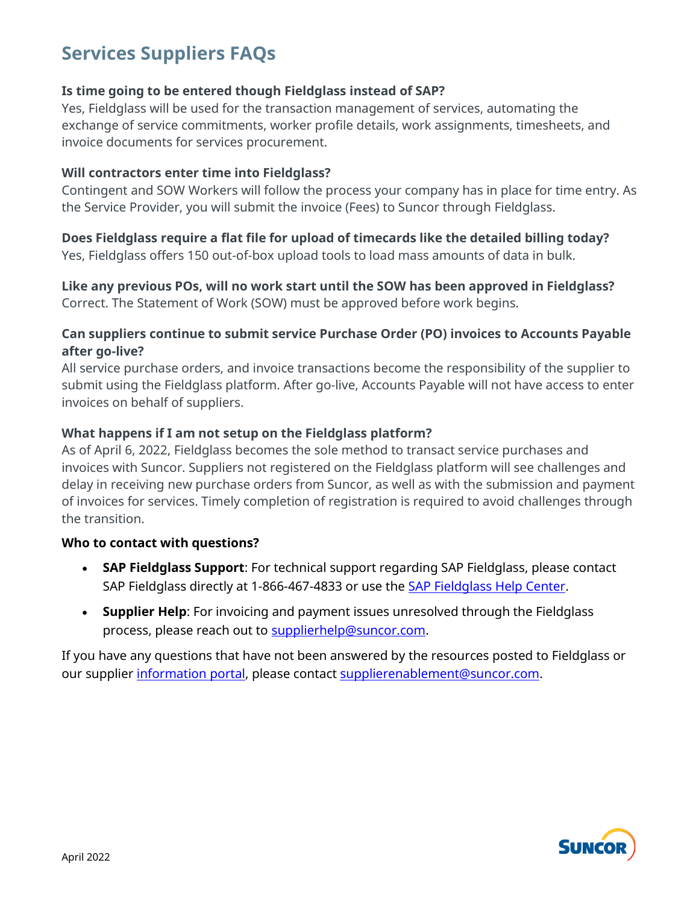# Services Suppliers FAQs

**Is time going to be entered though Fieldglass instead of SAP?**
Yes, Fieldglass will be used for the transaction management of services, automating the exchange of service commitments, worker profile details, work assignments, timesheets, and invoice documents for services procurement.

**Will contractors enter time into Fieldglass?**
Contingent and SOW Workers will follow the process your company has in place for time entry. As the Service Provider, you will submit the invoice (Fees) to Suncor through Fieldglass.

**Does Fieldglass require a flat file for upload of timecards like the detailed billing today?**
Yes, Fieldglass offers 150 out-of-box upload tools to load mass amounts of data in bulk.

**Like any previous POs, will no work start until the SOW has been approved in Fieldglass?**
Correct. The Statement of Work (SOW) must be approved before work begins.

**Can suppliers continue to submit service Purchase Order (PO) invoices to Accounts Payable after go-live?**
All service purchase orders, and invoice transactions become the responsibility of the supplier to submit using the Fieldglass platform. After go-live, Accounts Payable will not have access to enter invoices on behalf of suppliers.

**What happens if I am not setup on the Fieldglass platform?**
As of April 6, 2022, Fieldglass becomes the sole method to transact service purchases and invoices with Suncor. Suppliers not registered on the Fieldglass platform will see challenges and delay in receiving new purchase orders from Suncor, as well as with the submission and payment of invoices for services. Timely completion of registration is required to avoid challenges through the transition.

**Who to contact with questions?**

- **SAP Fieldglass Support**: For technical support regarding SAP Fieldglass, please contact SAP Fieldglass directly at 1-866-467-4833 or use the SAP Fieldglass Help Center.
- **Supplier Help**: For invoicing and payment issues unresolved through the Fieldglass process, please reach out to supplierhelp@suncor.com.

If you have any questions that have not been answered by the resources posted to Fieldglass or our supplier information portal, please contact supplierenablement@suncor.com.

April 2022